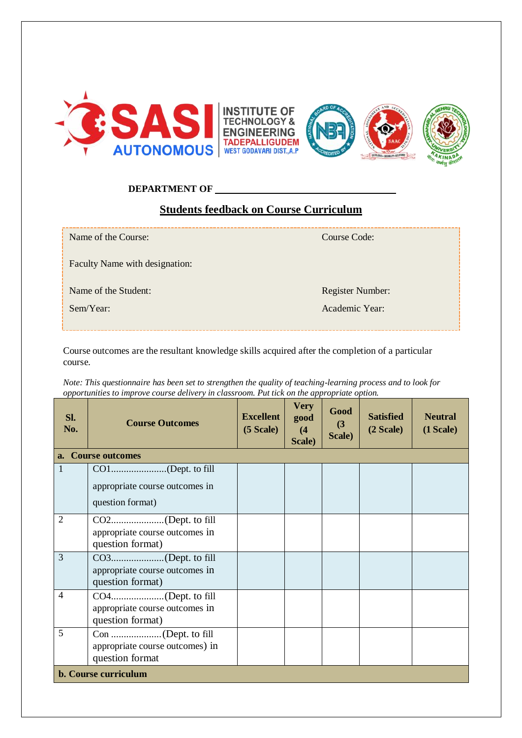SASI AUTONOMOUS INSTITUTE OF TECHNOLOGY & ENGINEERING TADEPALLIGUDEM WEST GODAVARI DIST.,A.P

**DEPARTMENT OF** ____________________________________

## Students feedback on Course Curriculum

Name of the Course: Course Code:

Faculty Name with designation:

Name of the Student: Register Number:

Sem/Year: Academic Year:

Course outcomes are the resultant knowledge skills acquired after the completion of a particular course.

*Note: This questionnaire has been set to strengthen the quality of teaching-learning process and to look for opportunities to improve course delivery in classroom. Put tick on the appropriate option.*

| Sl. No. | Course Outcomes | Excellent (5 Scale) | Very good (4 Scale) | Good (3 Scale) | Satisfied (2 Scale) | Neutral (1 Scale) |
|---|---|---|---|---|---|---|
| **a. Course outcomes** | | | | | | |
| 1 | CO1.....................(Dept. to fill appropriate course outcomes in question format) | | | | | |
| 2 | CO2....................(Dept. to fill appropriate course outcomes in question format) | | | | | |
| 3 | CO3....................(Dept. to fill appropriate course outcomes in question format) | | | | | |
| 4 | CO4....................(Dept. to fill appropriate course outcomes in question format) | | | | | |
| 5 | Con ....................(Dept. to fill appropriate course outcomes) in question format | | | | | |
| **b. Course curriculum** | | | | | | |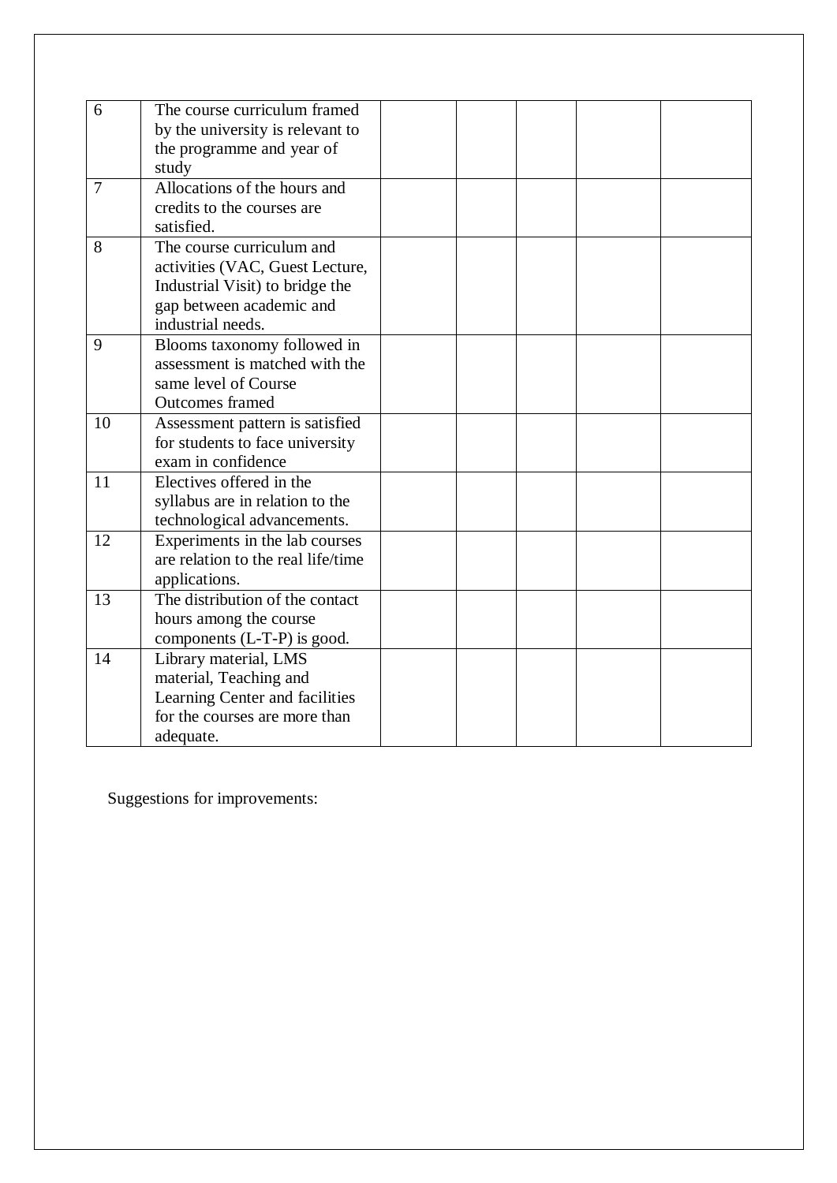| | | | | | | |
|---|---|---|---|---|---|---|
| 6 | The course curriculum framed by the university is relevant to the programme and year of study | | | | | |
| 7 | Allocations of the hours and credits to the courses are satisfied. | | | | | |
| 8 | The course curriculum and activities (VAC, Guest Lecture, Industrial Visit) to bridge the gap between academic and industrial needs. | | | | | |
| 9 | Blooms taxonomy followed in assessment is matched with the same level of Course Outcomes framed | | | | | |
| 10 | Assessment pattern is satisfied for students to face university exam in confidence | | | | | |
| 11 | Electives offered in the syllabus are in relation to the technological advancements. | | | | | |
| 12 | Experiments in the lab courses are relation to the real life/time applications. | | | | | |
| 13 | The distribution of the contact hours among the course components (L-T-P) is good. | | | | | |
| 14 | Library material, LMS material, Teaching and Learning Center and facilities for the courses are more than adequate. | | | | | |

Suggestions for improvements: